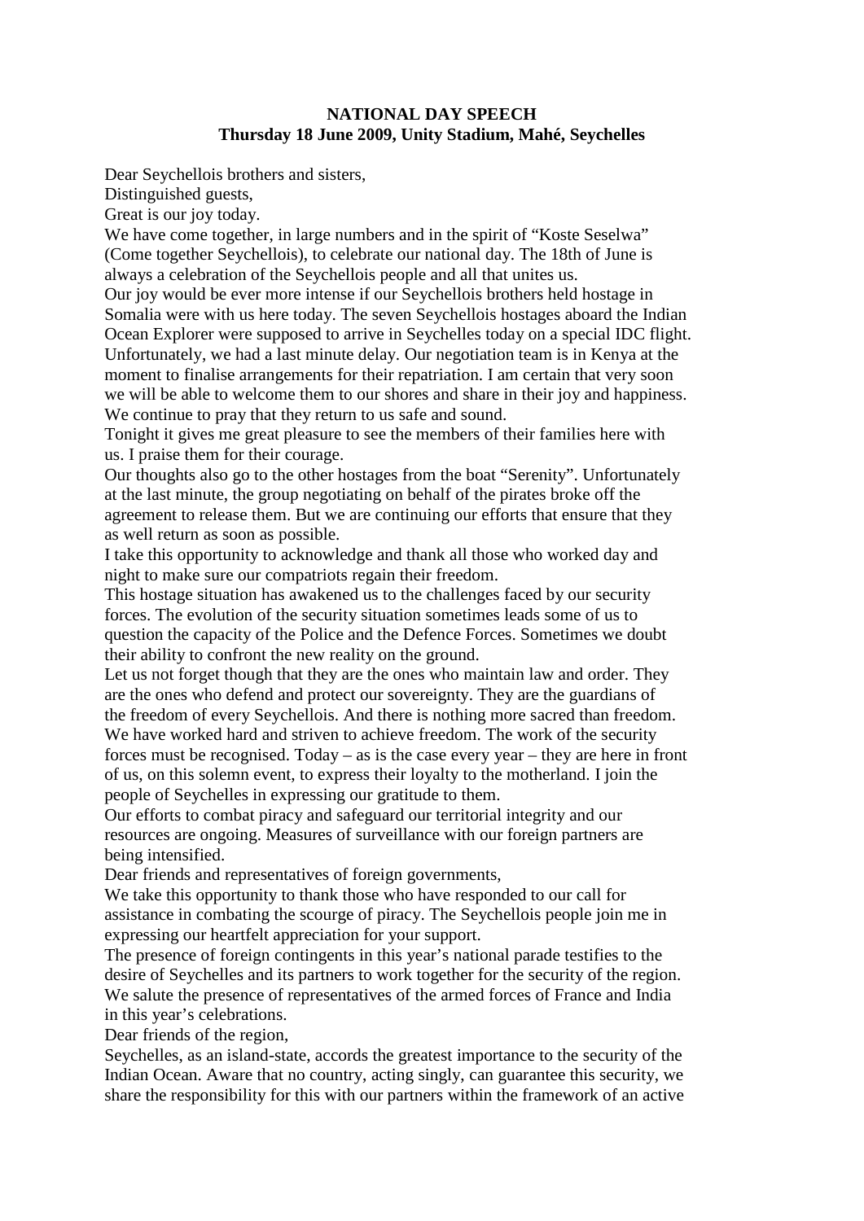# NATIONAL DAY SPEECH
## Thursday 18 June 2009, Unity Stadium, Mahé, Seychelles

Dear Seychellois brothers and sisters,
Distinguished guests,
Great is our joy today.

We have come together, in large numbers and in the spirit of "Koste Seselwa" (Come together Seychellois), to celebrate our national day. The 18th of June is always a celebration of the Seychellois people and all that unites us.

Our joy would be ever more intense if our Seychellois brothers held hostage in Somalia were with us here today. The seven Seychellois hostages aboard the Indian Ocean Explorer were supposed to arrive in Seychelles today on a special IDC flight. Unfortunately, we had a last minute delay. Our negotiation team is in Kenya at the moment to finalise arrangements for their repatriation. I am certain that very soon we will be able to welcome them to our shores and share in their joy and happiness. We continue to pray that they return to us safe and sound.

Tonight it gives me great pleasure to see the members of their families here with us. I praise them for their courage.

Our thoughts also go to the other hostages from the boat "Serenity". Unfortunately at the last minute, the group negotiating on behalf of the pirates broke off the agreement to release them. But we are continuing our efforts that ensure that they as well return as soon as possible.

I take this opportunity to acknowledge and thank all those who worked day and night to make sure our compatriots regain their freedom.

This hostage situation has awakened us to the challenges faced by our security forces. The evolution of the security situation sometimes leads some of us to question the capacity of the Police and the Defence Forces. Sometimes we doubt their ability to confront the new reality on the ground.

Let us not forget though that they are the ones who maintain law and order. They are the ones who defend and protect our sovereignty. They are the guardians of the freedom of every Seychellois. And there is nothing more sacred than freedom. We have worked hard and striven to achieve freedom. The work of the security forces must be recognised. Today – as is the case every year – they are here in front of us, on this solemn event, to express their loyalty to the motherland. I join the people of Seychelles in expressing our gratitude to them.

Our efforts to combat piracy and safeguard our territorial integrity and our resources are ongoing. Measures of surveillance with our foreign partners are being intensified.

Dear friends and representatives of foreign governments,

We take this opportunity to thank those who have responded to our call for assistance in combating the scourge of piracy. The Seychellois people join me in expressing our heartfelt appreciation for your support.

The presence of foreign contingents in this year's national parade testifies to the desire of Seychelles and its partners to work together for the security of the region. We salute the presence of representatives of the armed forces of France and India in this year's celebrations.

Dear friends of the region,

Seychelles, as an island-state, accords the greatest importance to the security of the Indian Ocean. Aware that no country, acting singly, can guarantee this security, we share the responsibility for this with our partners within the framework of an active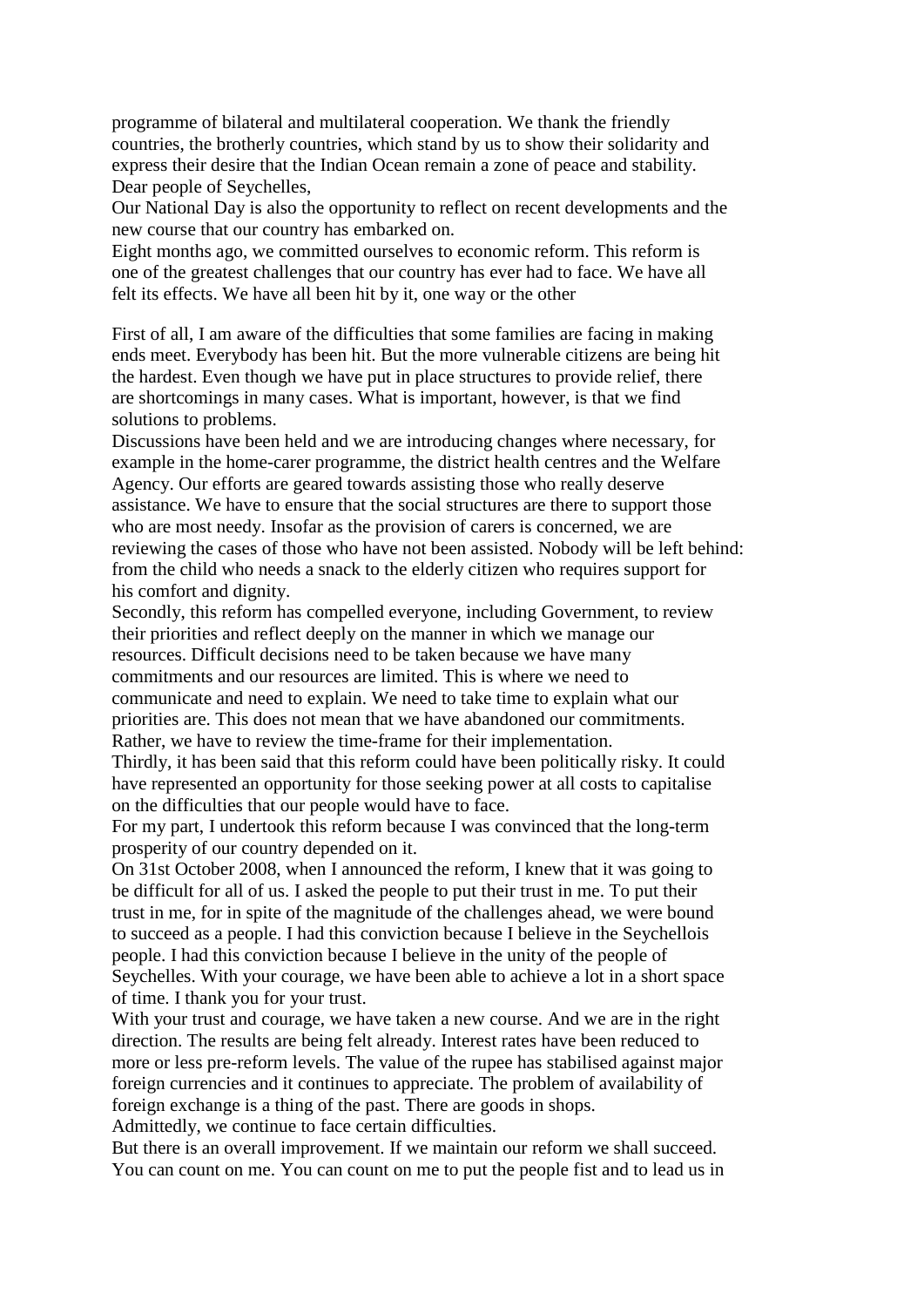programme of bilateral and multilateral cooperation. We thank the friendly countries, the brotherly countries, which stand by us to show their solidarity and express their desire that the Indian Ocean remain a zone of peace and stability.

Dear people of Seychelles,

Our National Day is also the opportunity to reflect on recent developments and the new course that our country has embarked on.

Eight months ago, we committed ourselves to economic reform. This reform is one of the greatest challenges that our country has ever had to face. We have all felt its effects. We have all been hit by it, one way or the other

First of all, I am aware of the difficulties that some families are facing in making ends meet. Everybody has been hit. But the more vulnerable citizens are being hit the hardest. Even though we have put in place structures to provide relief, there are shortcomings in many cases. What is important, however, is that we find solutions to problems.

Discussions have been held and we are introducing changes where necessary, for example in the home-carer programme, the district health centres and the Welfare Agency. Our efforts are geared towards assisting those who really deserve assistance. We have to ensure that the social structures are there to support those who are most needy. Insofar as the provision of carers is concerned, we are reviewing the cases of those who have not been assisted. Nobody will be left behind: from the child who needs a snack to the elderly citizen who requires support for his comfort and dignity.

Secondly, this reform has compelled everyone, including Government, to review their priorities and reflect deeply on the manner in which we manage our resources. Difficult decisions need to be taken because we have many commitments and our resources are limited. This is where we need to communicate and need to explain. We need to take time to explain what our priorities are. This does not mean that we have abandoned our commitments. Rather, we have to review the time-frame for their implementation.

Thirdly, it has been said that this reform could have been politically risky. It could have represented an opportunity for those seeking power at all costs to capitalise on the difficulties that our people would have to face.

For my part, I undertook this reform because I was convinced that the long-term prosperity of our country depended on it.

On 31st October 2008, when I announced the reform, I knew that it was going to be difficult for all of us. I asked the people to put their trust in me. To put their trust in me, for in spite of the magnitude of the challenges ahead, we were bound to succeed as a people. I had this conviction because I believe in the Seychellois people. I had this conviction because I believe in the unity of the people of Seychelles. With your courage, we have been able to achieve a lot in a short space of time. I thank you for your trust.

With your trust and courage, we have taken a new course. And we are in the right direction. The results are being felt already. Interest rates have been reduced to more or less pre-reform levels. The value of the rupee has stabilised against major foreign currencies and it continues to appreciate. The problem of availability of foreign exchange is a thing of the past. There are goods in shops.

Admittedly, we continue to face certain difficulties.

But there is an overall improvement. If we maintain our reform we shall succeed. You can count on me. You can count on me to put the people fist and to lead us in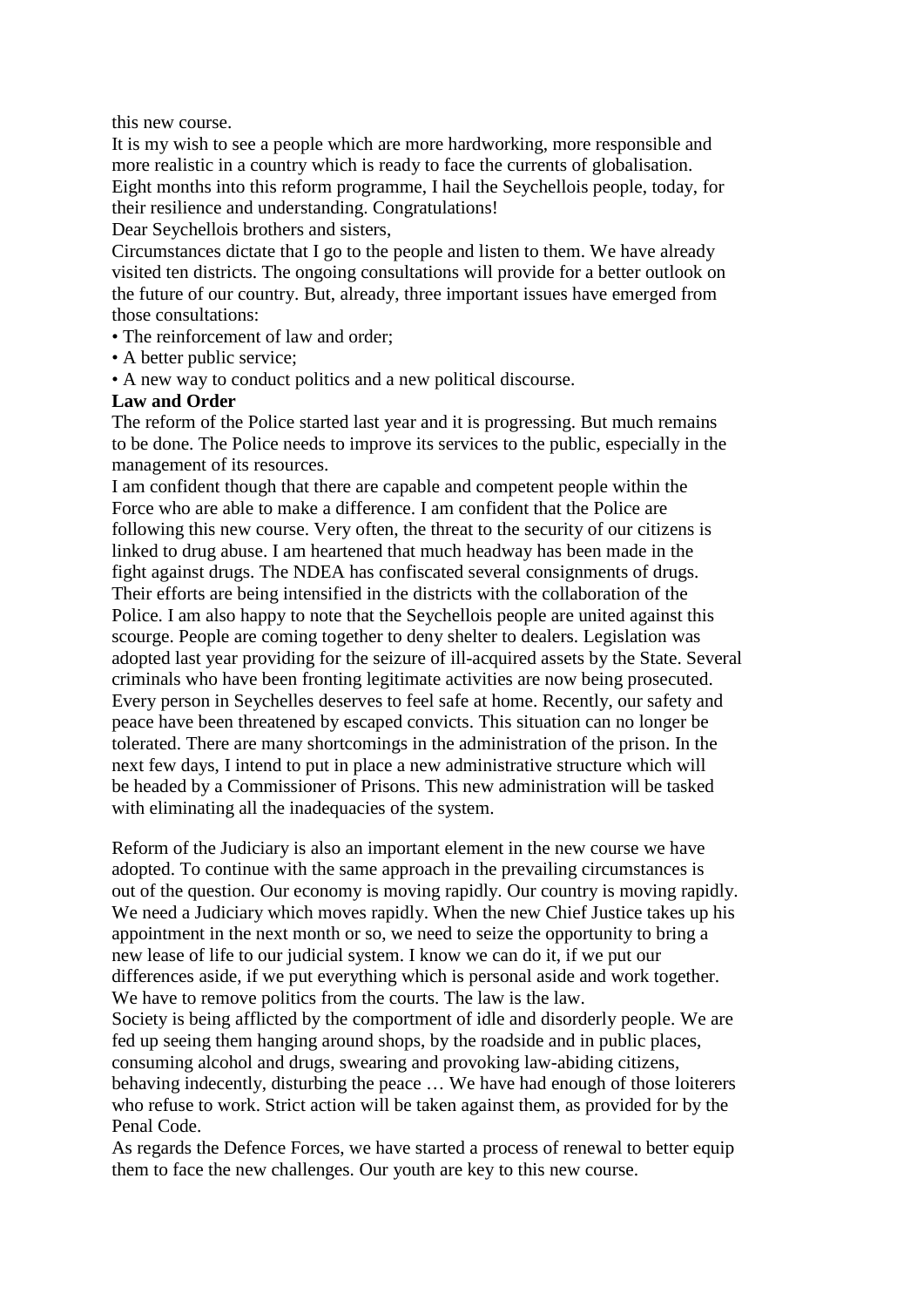this new course.

It is my wish to see a people which are more hardworking, more responsible and more realistic in a country which is ready to face the currents of globalisation.

Eight months into this reform programme, I hail the Seychellois people, today, for their resilience and understanding. Congratulations!

Dear Seychellois brothers and sisters,

Circumstances dictate that I go to the people and listen to them. We have already visited ten districts. The ongoing consultations will provide for a better outlook on the future of our country. But, already, three important issues have emerged from those consultations:

- The reinforcement of law and order;
- A better public service;
- A new way to conduct politics and a new political discourse.

**Law and Order**

The reform of the Police started last year and it is progressing. But much remains to be done. The Police needs to improve its services to the public, especially in the management of its resources.

I am confident though that there are capable and competent people within the Force who are able to make a difference. I am confident that the Police are following this new course. Very often, the threat to the security of our citizens is linked to drug abuse. I am heartened that much headway has been made in the fight against drugs. The NDEA has confiscated several consignments of drugs. Their efforts are being intensified in the districts with the collaboration of the Police. I am also happy to note that the Seychellois people are united against this scourge. People are coming together to deny shelter to dealers. Legislation was adopted last year providing for the seizure of ill-acquired assets by the State. Several criminals who have been fronting legitimate activities are now being prosecuted.

Every person in Seychelles deserves to feel safe at home. Recently, our safety and peace have been threatened by escaped convicts. This situation can no longer be tolerated. There are many shortcomings in the administration of the prison. In the next few days, I intend to put in place a new administrative structure which will be headed by a Commissioner of Prisons. This new administration will be tasked with eliminating all the inadequacies of the system.

Reform of the Judiciary is also an important element in the new course we have adopted. To continue with the same approach in the prevailing circumstances is out of the question. Our economy is moving rapidly. Our country is moving rapidly. We need a Judiciary which moves rapidly. When the new Chief Justice takes up his appointment in the next month or so, we need to seize the opportunity to bring a new lease of life to our judicial system. I know we can do it, if we put our differences aside, if we put everything which is personal aside and work together. We have to remove politics from the courts. The law is the law.

Society is being afflicted by the comportment of idle and disorderly people. We are fed up seeing them hanging around shops, by the roadside and in public places, consuming alcohol and drugs, swearing and provoking law-abiding citizens, behaving indecently, disturbing the peace … We have had enough of those loiterers who refuse to work. Strict action will be taken against them, as provided for by the Penal Code.

As regards the Defence Forces, we have started a process of renewal to better equip them to face the new challenges. Our youth are key to this new course.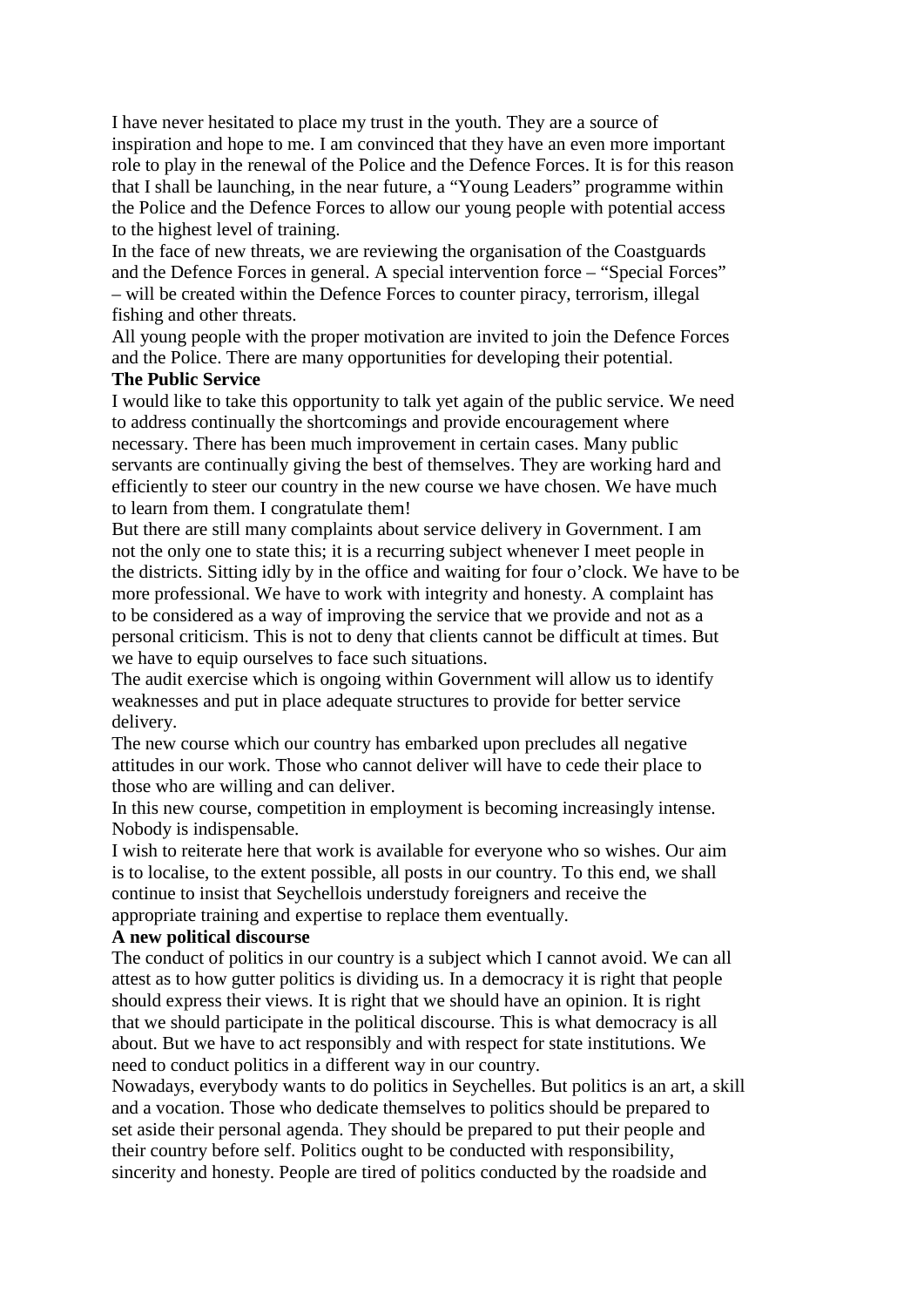I have never hesitated to place my trust in the youth. They are a source of inspiration and hope to me. I am convinced that they have an even more important role to play in the renewal of the Police and the Defence Forces. It is for this reason that I shall be launching, in the near future, a "Young Leaders" programme within the Police and the Defence Forces to allow our young people with potential access to the highest level of training.

In the face of new threats, we are reviewing the organisation of the Coastguards and the Defence Forces in general. A special intervention force – "Special Forces" – will be created within the Defence Forces to counter piracy, terrorism, illegal fishing and other threats.

All young people with the proper motivation are invited to join the Defence Forces and the Police. There are many opportunities for developing their potential.

**The Public Service**

I would like to take this opportunity to talk yet again of the public service. We need to address continually the shortcomings and provide encouragement where necessary. There has been much improvement in certain cases. Many public servants are continually giving the best of themselves. They are working hard and efficiently to steer our country in the new course we have chosen. We have much to learn from them. I congratulate them!

But there are still many complaints about service delivery in Government. I am not the only one to state this; it is a recurring subject whenever I meet people in the districts. Sitting idly by in the office and waiting for four o'clock. We have to be more professional. We have to work with integrity and honesty. A complaint has to be considered as a way of improving the service that we provide and not as a personal criticism. This is not to deny that clients cannot be difficult at times. But we have to equip ourselves to face such situations.

The audit exercise which is ongoing within Government will allow us to identify weaknesses and put in place adequate structures to provide for better service delivery.

The new course which our country has embarked upon precludes all negative attitudes in our work. Those who cannot deliver will have to cede their place to those who are willing and can deliver.

In this new course, competition in employment is becoming increasingly intense. Nobody is indispensable.

I wish to reiterate here that work is available for everyone who so wishes. Our aim is to localise, to the extent possible, all posts in our country. To this end, we shall continue to insist that Seychellois understudy foreigners and receive the appropriate training and expertise to replace them eventually.

**A new political discourse**

The conduct of politics in our country is a subject which I cannot avoid. We can all attest as to how gutter politics is dividing us. In a democracy it is right that people should express their views. It is right that we should have an opinion. It is right that we should participate in the political discourse. This is what democracy is all about. But we have to act responsibly and with respect for state institutions. We need to conduct politics in a different way in our country.

Nowadays, everybody wants to do politics in Seychelles. But politics is an art, a skill and a vocation. Those who dedicate themselves to politics should be prepared to set aside their personal agenda. They should be prepared to put their people and their country before self. Politics ought to be conducted with responsibility, sincerity and honesty. People are tired of politics conducted by the roadside and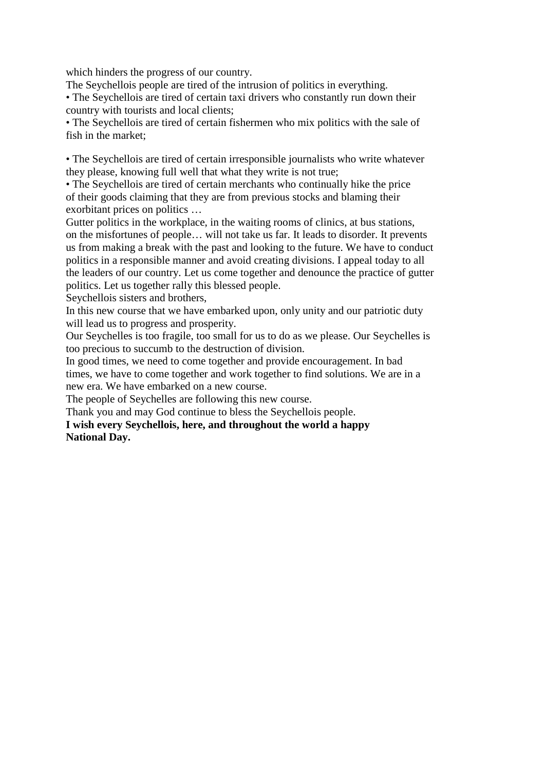which hinders the progress of our country.

The Seychellois people are tired of the intrusion of politics in everything.

- The Seychellois are tired of certain taxi drivers who constantly run down their country with tourists and local clients;
- The Seychellois are tired of certain fishermen who mix politics with the sale of fish in the market;

- The Seychellois are tired of certain irresponsible journalists who write whatever they please, knowing full well that what they write is not true;
- The Seychellois are tired of certain merchants who continually hike the price of their goods claiming that they are from previous stocks and blaming their exorbitant prices on politics …

Gutter politics in the workplace, in the waiting rooms of clinics, at bus stations, on the misfortunes of people… will not take us far. It leads to disorder. It prevents us from making a break with the past and looking to the future. We have to conduct politics in a responsible manner and avoid creating divisions. I appeal today to all the leaders of our country. Let us come together and denounce the practice of gutter politics. Let us together rally this blessed people.

Seychellois sisters and brothers,

In this new course that we have embarked upon, only unity and our patriotic duty will lead us to progress and prosperity.

Our Seychelles is too fragile, too small for us to do as we please. Our Seychelles is too precious to succumb to the destruction of division.

In good times, we need to come together and provide encouragement. In bad times, we have to come together and work together to find solutions. We are in a new era. We have embarked on a new course.

The people of Seychelles are following this new course.

Thank you and may God continue to bless the Seychellois people.

**I wish every Seychellois, here, and throughout the world a happy National Day.**